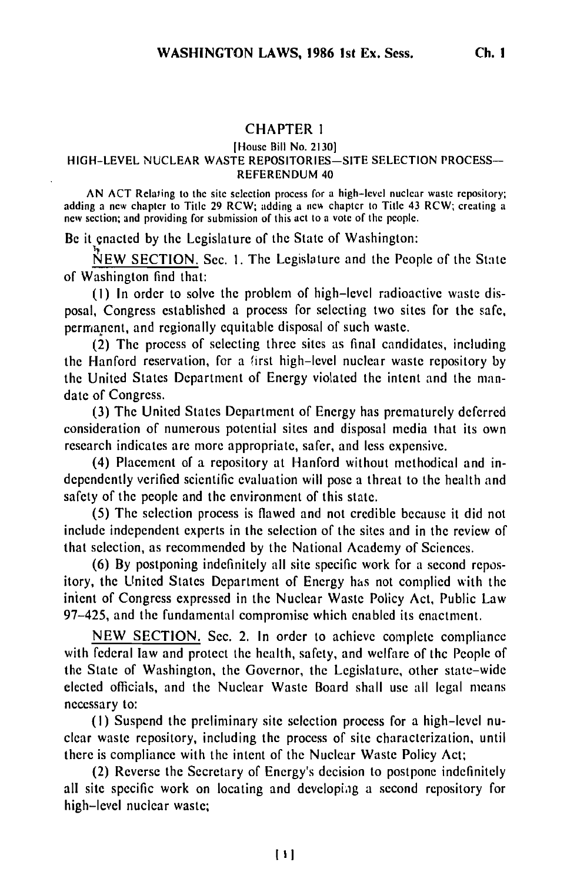# CHAPTER 1

[House Bill No. 2130]

HIGH-LEVEL NUCLEAR WASTE REPOSITORIES—SITE SELECTION PROCESS—REFERENDUM 40

AN ACT Relating to the site selection process for a high-level nuclear waste repository; adding a new chapter to Title 29 RCW; adding a new chapter to Title 43 RCW; creating a new section; and providing for submission of this act to a vote of the people.

Be it enacted by the Legislature of the State of Washington:

NEW SECTION. Sec. 1. The Legislature and the People of the State of Washington find that:

(1) In order to solve the problem of high-level radioactive waste disposal, Congress established a process for selecting two sites for the safe, permanent, and regionally equitable disposal of such waste.

(2) The process of selecting three sites as final candidates, including the Hanford reservation, for a first high-level nuclear waste repository by the United States Department of Energy violated the intent and the mandate of Congress.

(3) The United States Department of Energy has prematurely deferred consideration of numerous potential sites and disposal media that its own research indicates are more appropriate, safer, and less expensive.

(4) Placement of a repository at Hanford without methodical and independently verified scientific evaluation will pose a threat to the health and safety of the people and the environment of this state.

(5) The selection process is flawed and not credible because it did not include independent experts in the selection of the sites and in the review of that selection, as recommended by the National Academy of Sciences.

(6) By postponing indefinitely all site specific work for a second repository, the United States Department of Energy has not complied with the intent of Congress expressed in the Nuclear Waste Policy Act, Public Law 97-425, and the fundamental compromise which enabled its enactment.

NEW SECTION. Sec. 2. In order to achieve complete compliance with federal law and protect the health, safety, and welfare of the People of the State of Washington, the Governor, the Legislature, other state-wide elected officials, and the Nuclear Waste Board shall use all legal means necessary to:

(1) Suspend the preliminary site selection process for a high-level nuclear waste repository, including the process of site characterization, until there is compliance with the intent of the Nuclear Waste Policy Act;

(2) Reverse the Secretary of Energy's decision to postpone indefinitely all site specific work on locating and developing a second repository for high-level nuclear waste;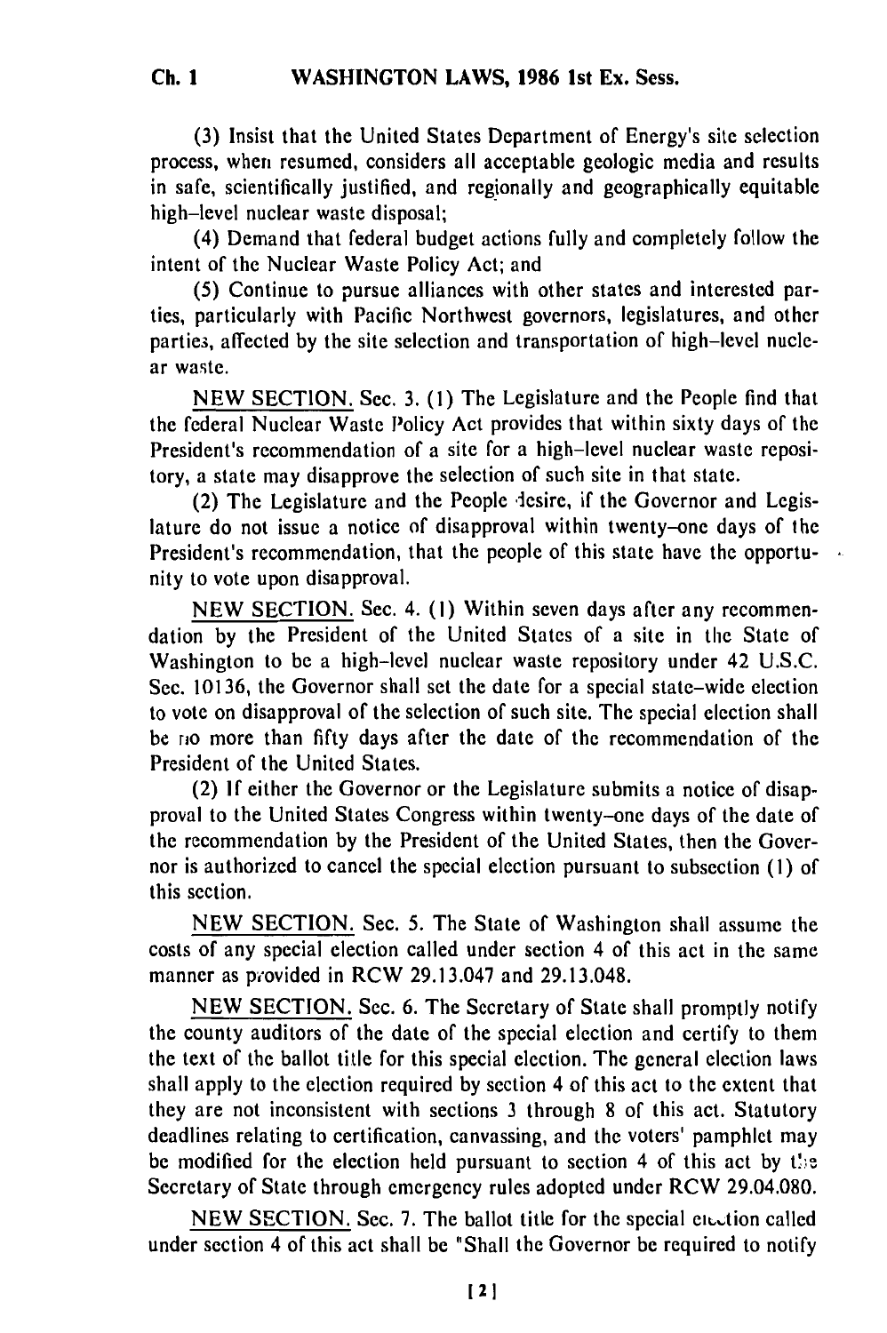(3) Insist that the United States Department of Energy's site selection process, when resumed, considers all acceptable geologic media and results in safe, scientifically justified, and regionally and geographically equitable high-level nuclear waste disposal;

(4) Demand that federal budget actions fully and completely follow the intent of the Nuclear Waste Policy Act; and

(5) Continue to pursue alliances with other states and interested parties, particularly with Pacific Northwest governors, legislatures, and other parties, affected by the site selection and transportation of high-level nuclear waste.

NEW SECTION. Sec. 3. (1) The Legislature and the People find that the federal Nuclear Waste Policy Act provides that within sixty days of the President's recommendation of a site for a high-level nuclear waste repository, a state may disapprove the selection of such site in that state.

(2) The Legislature and the People desire, if the Governor and Legislature do not issue a notice of disapproval within twenty-one days of the President's recommendation, that the people of this state have the opportunity to vote upon disapproval.

NEW SECTION. Sec. 4. (1) Within seven days after any recommendation by the President of the United States of a site in the State of Washington to be a high-level nuclear waste repository under 42 U.S.C. Sec. 10136, the Governor shall set the date for a special state-wide election to vote on disapproval of the selection of such site. The special election shall be no more than fifty days after the date of the recommendation of the President of the United States.

(2) If either the Governor or the Legislature submits a notice of disapproval to the United States Congress within twenty-one days of the date of the recommendation by the President of the United States, then the Governor is authorized to cancel the special election pursuant to subsection (1) of this section.

NEW SECTION. Sec. 5. The State of Washington shall assume the costs of any special election called under section 4 of this act in the same manner as provided in RCW 29.13.047 and 29.13.048.

NEW SECTION. Sec. 6. The Secretary of State shall promptly notify the county auditors of the date of the special election and certify to them the text of the ballot title for this special election. The general election laws shall apply to the election required by section 4 of this act to the extent that they are not inconsistent with sections 3 through 8 of this act. Statutory deadlines relating to certification, canvassing, and the voters' pamphlet may be modified for the election held pursuant to section 4 of this act by the Secretary of State through emergency rules adopted under RCW 29.04.080.

NEW SECTION. Sec. 7. The ballot title for the special election called under section 4 of this act shall be "Shall the Governor be required to notify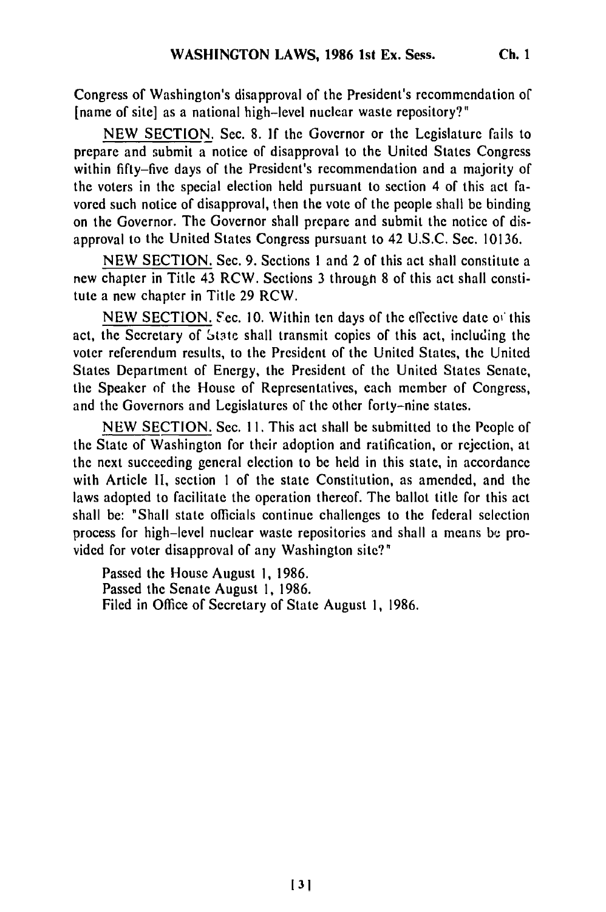Congress of Washington's disapproval of the President's recommendation of [name of site] as a national high-level nuclear waste repository?"

NEW SECTION. Sec. 8. If the Governor or the Legislature fails to prepare and submit a notice of disapproval to the United States Congress within fifty-five days of the President's recommendation and a majority of the voters in the special election held pursuant to section 4 of this act favored such notice of disapproval, then the vote of the people shall be binding on the Governor. The Governor shall prepare and submit the notice of disapproval to the United States Congress pursuant to 42 U.S.C. Sec. 10136.

NEW SECTION. Sec. 9. Sections 1 and 2 of this act shall constitute a new chapter in Title 43 RCW. Sections 3 through 8 of this act shall constitute a new chapter in Title 29 RCW.

NEW SECTION. Sec. 10. Within ten days of the effective date of this act, the Secretary of State shall transmit copies of this act, including the voter referendum results, to the President of the United States, the United States Department of Energy, the President of the United States Senate, the Speaker of the House of Representatives, each member of Congress, and the Governors and Legislatures of the other forty-nine states.

NEW SECTION. Sec. 11. This act shall be submitted to the People of the State of Washington for their adoption and ratification, or rejection, at the next succeeding general election to be held in this state, in accordance with Article II, section 1 of the state Constitution, as amended, and the laws adopted to facilitate the operation thereof. The ballot title for this act shall be: "Shall state officials continue challenges to the federal selection process for high-level nuclear waste repositories and shall a means be provided for voter disapproval of any Washington site?"

Passed the House August 1, 1986.
Passed the Senate August 1, 1986.
Filed in Office of Secretary of State August 1, 1986.